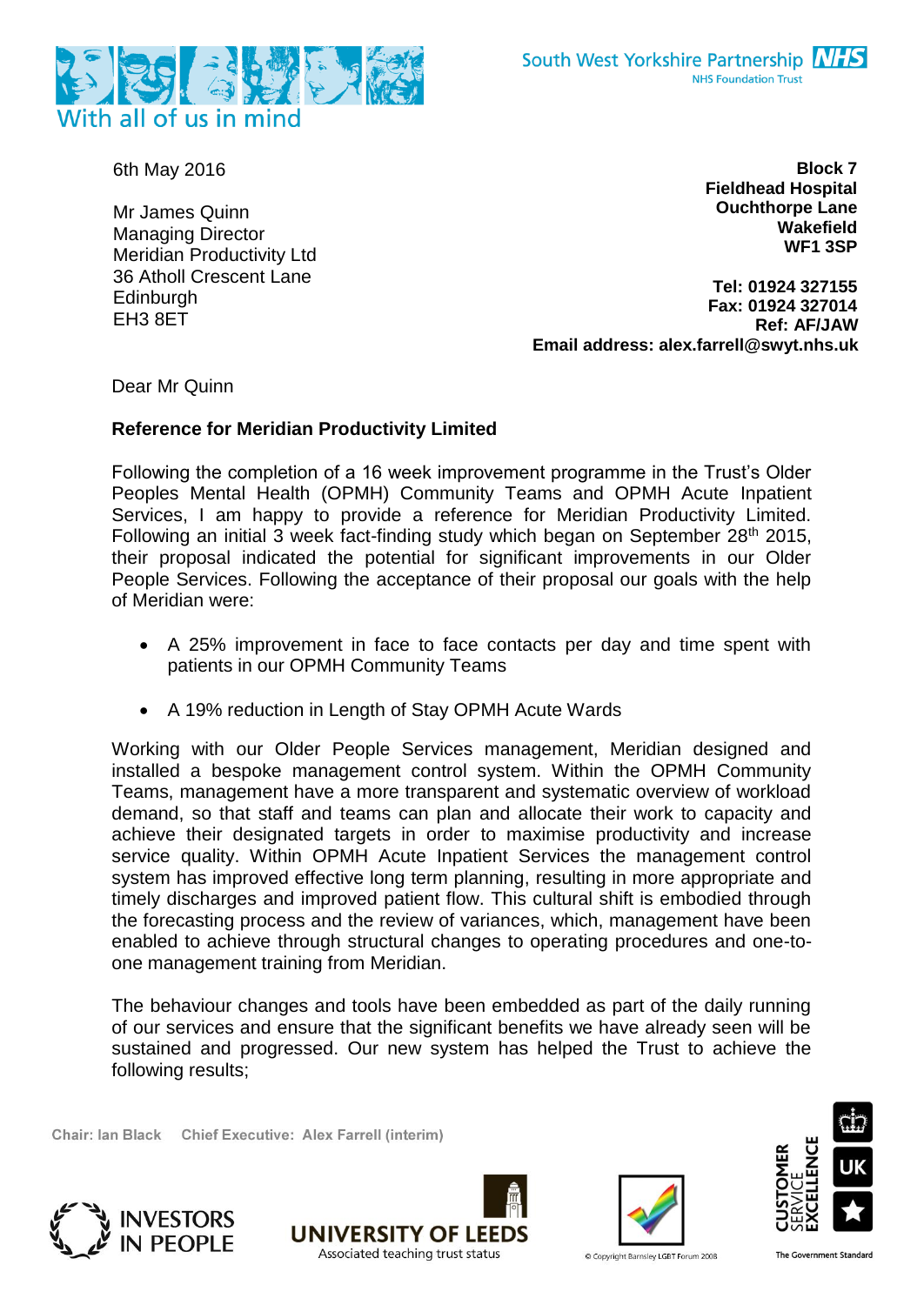With all of us in mind

South West Yorkshire Partnership NHS
NHS Foundation Trust

6th May 2016

**Block 7**
**Fieldhead Hospital**
**Ouchthorpe Lane**
**Wakefield**
**WF1 3SP**

**Tel: 01924 327155**
**Fax: 01924 327014**
**Ref: AF/JAW**
**Email address: alex.farrell@swyt.nhs.uk**

Mr James Quinn
Managing Director
Meridian Productivity Ltd
36 Atholl Crescent Lane
Edinburgh
EH3 8ET

Dear Mr Quinn

**Reference for Meridian Productivity Limited**

Following the completion of a 16 week improvement programme in the Trust's Older Peoples Mental Health (OPMH) Community Teams and OPMH Acute Inpatient Services, I am happy to provide a reference for Meridian Productivity Limited. Following an initial 3 week fact-finding study which began on September 28th 2015, their proposal indicated the potential for significant improvements in our Older People Services. Following the acceptance of their proposal our goals with the help of Meridian were:

- A 25% improvement in face to face contacts per day and time spent with patients in our OPMH Community Teams
- A 19% reduction in Length of Stay OPMH Acute Wards

Working with our Older People Services management, Meridian designed and installed a bespoke management control system. Within the OPMH Community Teams, management have a more transparent and systematic overview of workload demand, so that staff and teams can plan and allocate their work to capacity and achieve their designated targets in order to maximise productivity and increase service quality. Within OPMH Acute Inpatient Services the management control system has improved effective long term planning, resulting in more appropriate and timely discharges and improved patient flow. This cultural shift is embodied through the forecasting process and the review of variances, which, management have been enabled to achieve through structural changes to operating procedures and one-to-one management training from Meridian.

The behaviour changes and tools have been embedded as part of the daily running of our services and ensure that the significant benefits we have already seen will be sustained and progressed. Our new system has helped the Trust to achieve the following results;

Chair: Ian Black  Chief Executive: Alex Farrell (interim)

INVESTORS IN PEOPLE  UNIVERSITY OF LEEDS Associated teaching trust status  © Copyright Barnsley LGBT Forum 2008  CUSTOMER SERVICE EXCELLENCE UK The Government Standard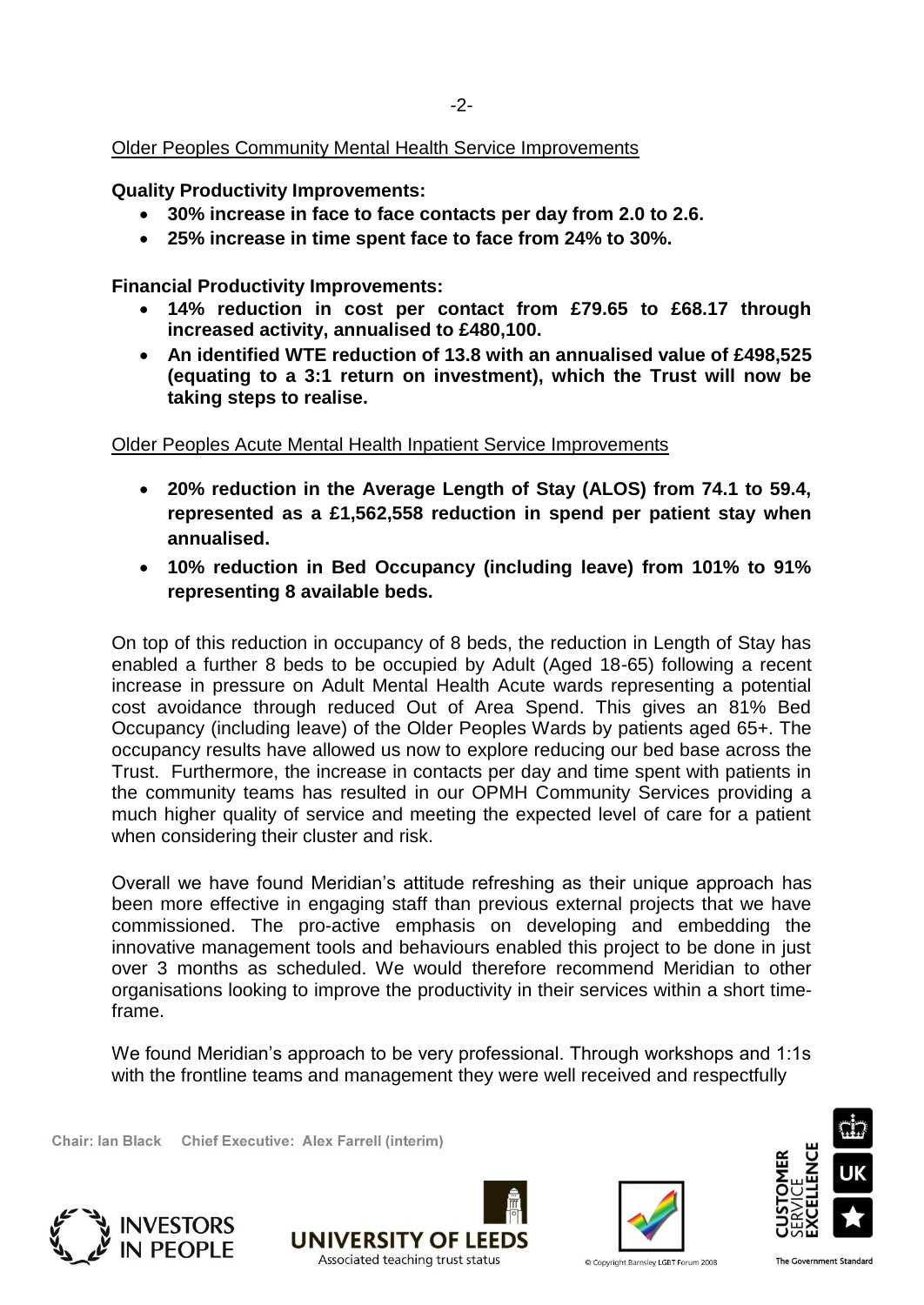Older Peoples Community Mental Health Service Improvements

**Quality Productivity Improvements:**

- **30% increase in face to face contacts per day from 2.0 to 2.6.**
- **25% increase in time spent face to face from 24% to 30%.**

**Financial Productivity Improvements:**

- **14% reduction in cost per contact from £79.65 to £68.17 through increased activity, annualised to £480,100.**
- **An identified WTE reduction of 13.8 with an annualised value of £498,525 (equating to a 3:1 return on investment), which the Trust will now be taking steps to realise.**

Older Peoples Acute Mental Health Inpatient Service Improvements

- **20% reduction in the Average Length of Stay (ALOS) from 74.1 to 59.4, represented as a £1,562,558 reduction in spend per patient stay when annualised.**
- **10% reduction in Bed Occupancy (including leave) from 101% to 91% representing 8 available beds.**

On top of this reduction in occupancy of 8 beds, the reduction in Length of Stay has enabled a further 8 beds to be occupied by Adult (Aged 18-65) following a recent increase in pressure on Adult Mental Health Acute wards representing a potential cost avoidance through reduced Out of Area Spend. This gives an 81% Bed Occupancy (including leave) of the Older Peoples Wards by patients aged 65+. The occupancy results have allowed us now to explore reducing our bed base across the Trust. Furthermore, the increase in contacts per day and time spent with patients in the community teams has resulted in our OPMH Community Services providing a much higher quality of service and meeting the expected level of care for a patient when considering their cluster and risk.

Overall we have found Meridian's attitude refreshing as their unique approach has been more effective in engaging staff than previous external projects that we have commissioned. The pro-active emphasis on developing and embedding the innovative management tools and behaviours enabled this project to be done in just over 3 months as scheduled. We would therefore recommend Meridian to other organisations looking to improve the productivity in their services within a short time-frame.

We found Meridian's approach to be very professional. Through workshops and 1:1s with the frontline teams and management they were well received and respectfully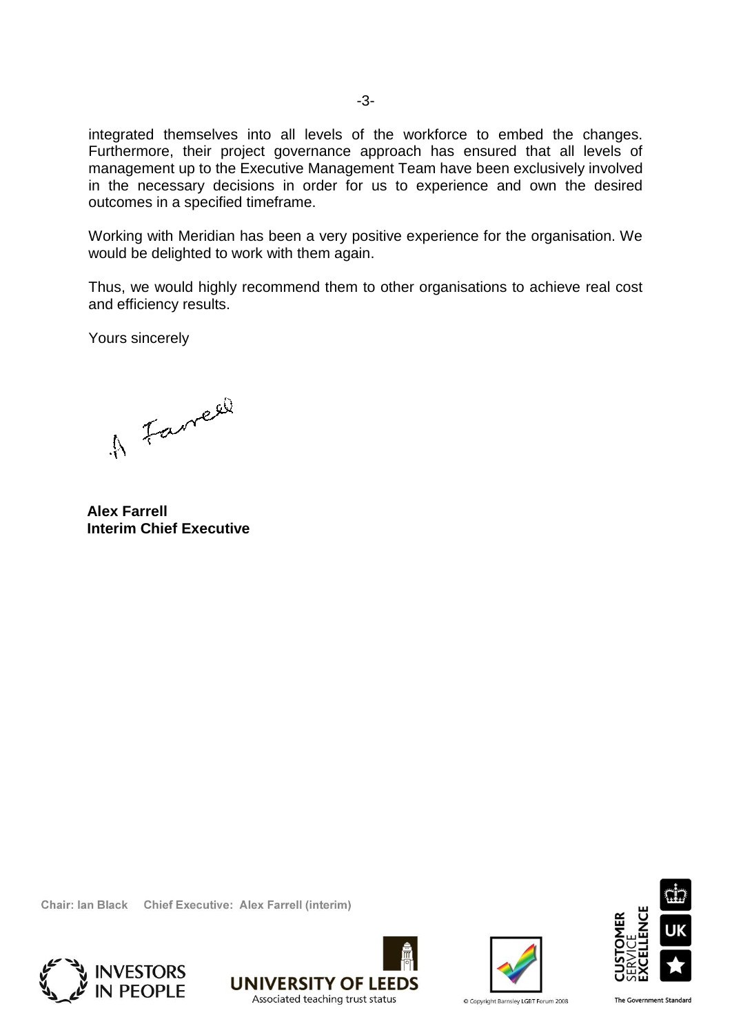integrated themselves into all levels of the workforce to embed the changes. Furthermore, their project governance approach has ensured that all levels of management up to the Executive Management Team have been exclusively involved in the necessary decisions in order for us to experience and own the desired outcomes in a specified timeframe.

Working with Meridian has been a very positive experience for the organisation. We would be delighted to work with them again.

Thus, we would highly recommend them to other organisations to achieve real cost and efficiency results.

Yours sincerely

**Alex Farrell**
**Interim Chief Executive**

Chair: Ian Black    Chief Executive: Alex Farrell (interim)

INVESTORS IN PEOPLE

UNIVERSITY OF LEEDS
Associated teaching trust status

© Copyright Barnsley LGBT Forum 2008

CUSTOMER SERVICE EXCELLENCE
UK
The Government Standard